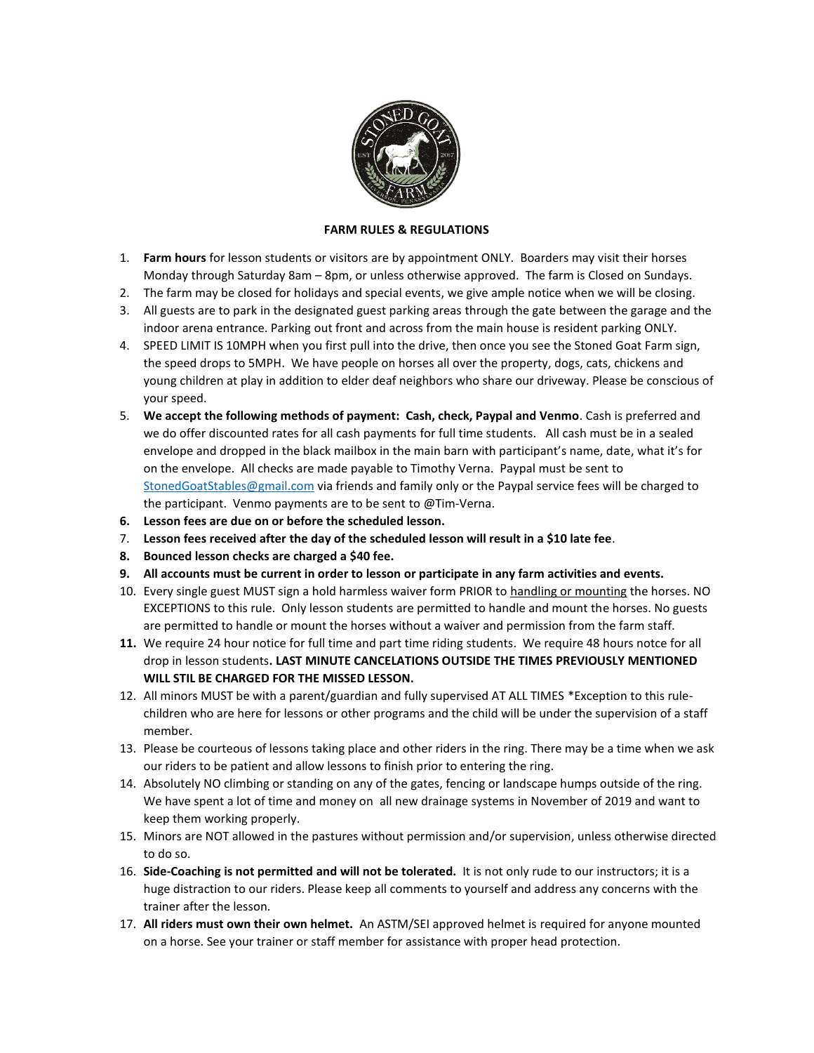**FARM RULES & REGULATIONS**

1. **Farm hours** for lesson students or visitors are by appointment ONLY. Boarders may visit their horses Monday through Saturday 8am – 8pm, or unless otherwise approved. The farm is Closed on Sundays.
2. The farm may be closed for holidays and special events, we give ample notice when we will be closing.
3. All guests are to park in the designated guest parking areas through the gate between the garage and the indoor arena entrance. Parking out front and across from the main house is resident parking ONLY.
4. SPEED LIMIT IS 10MPH when you first pull into the drive, then once you see the Stoned Goat Farm sign, the speed drops to 5MPH. We have people on horses all over the property, dogs, cats, chickens and young children at play in addition to elder deaf neighbors who share our driveway. Please be conscious of your speed.
5. **We accept the following methods of payment: Cash, check, Paypal and Venmo**. Cash is preferred and we do offer discounted rates for all cash payments for full time students. All cash must be in a sealed envelope and dropped in the black mailbox in the main barn with participant's name, date, what it's for on the envelope. All checks are made payable to Timothy Verna. Paypal must be sent to StonedGoatStables@gmail.com via friends and family only or the Paypal service fees will be charged to the participant. Venmo payments are to be sent to @Tim-Verna.
6. **Lesson fees are due on or before the scheduled lesson.**
7. **Lesson fees received after the day of the scheduled lesson will result in a $10 late fee**.
8. **Bounced lesson checks are charged a $40 fee.**
9. **All accounts must be current in order to lesson or participate in any farm activities and events.**
10. Every single guest MUST sign a hold harmless waiver form PRIOR to handling or mounting the horses. NO EXCEPTIONS to this rule. Only lesson students are permitted to handle and mount the horses. No guests are permitted to handle or mount the horses without a waiver and permission from the farm staff.
11. We require 24 hour notice for full time and part time riding students. We require 48 hours notce for all drop in lesson students**. LAST MINUTE CANCELATIONS OUTSIDE THE TIMES PREVIOUSLY MENTIONED WILL STIL BE CHARGED FOR THE MISSED LESSON.**
12. All minors MUST be with a parent/guardian and fully supervised AT ALL TIMES *Exception to this rule- children who are here for lessons or other programs and the child will be under the supervision of a staff member.
13. Please be courteous of lessons taking place and other riders in the ring. There may be a time when we ask our riders to be patient and allow lessons to finish prior to entering the ring.
14. Absolutely NO climbing or standing on any of the gates, fencing or landscape humps outside of the ring. We have spent a lot of time and money on all new drainage systems in November of 2019 and want to keep them working properly.
15. Minors are NOT allowed in the pastures without permission and/or supervision, unless otherwise directed to do so.
16. **Side-Coaching is not permitted and will not be tolerated.** It is not only rude to our instructors; it is a huge distraction to our riders. Please keep all comments to yourself and address any concerns with the trainer after the lesson.
17. **All riders must own their own helmet.** An ASTM/SEI approved helmet is required for anyone mounted on a horse. See your trainer or staff member for assistance with proper head protection.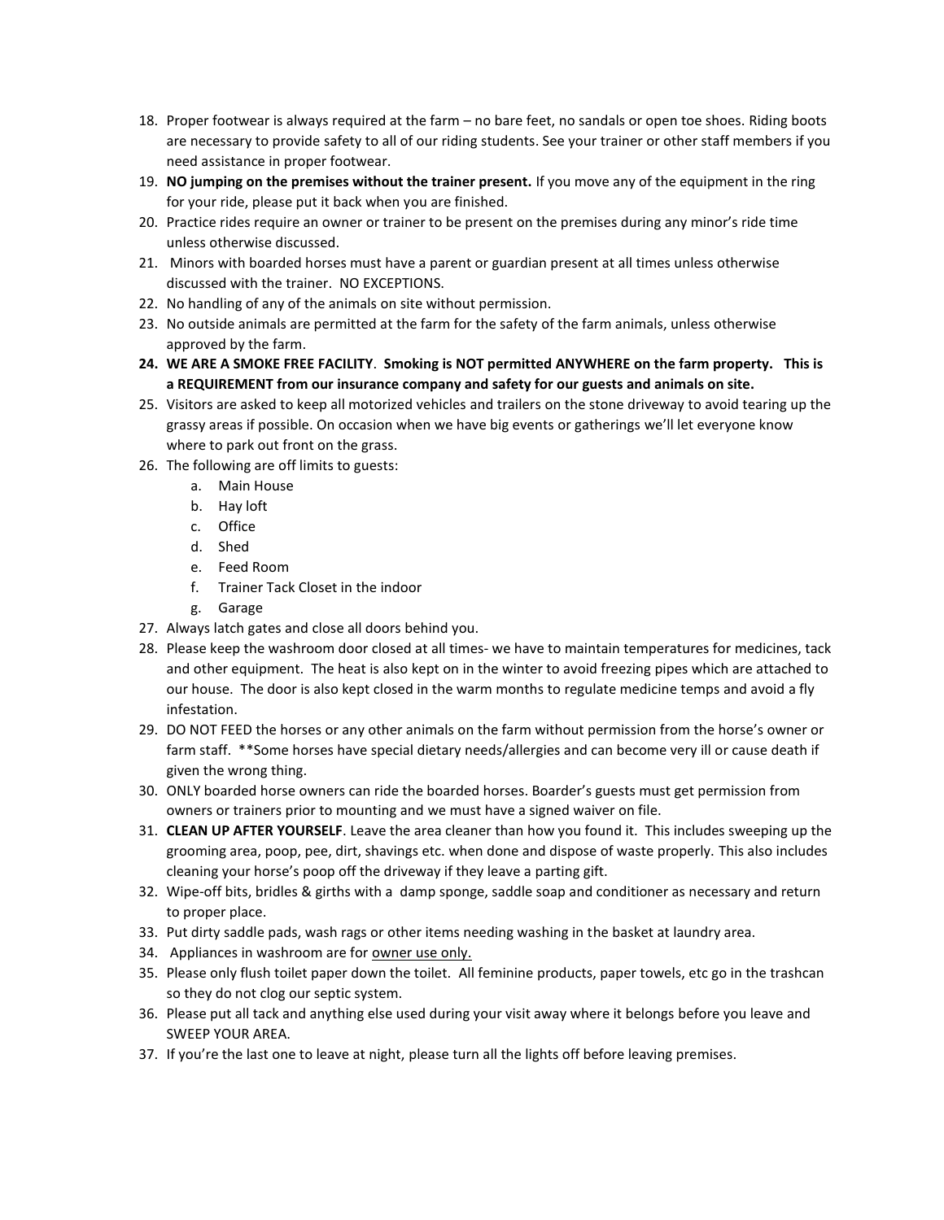18. Proper footwear is always required at the farm – no bare feet, no sandals or open toe shoes. Riding boots are necessary to provide safety to all of our riding students. See your trainer or other staff members if you need assistance in proper footwear.
19. **NO jumping on the premises without the trainer present.** If you move any of the equipment in the ring for your ride, please put it back when you are finished.
20. Practice rides require an owner or trainer to be present on the premises during any minor's ride time unless otherwise discussed.
21. Minors with boarded horses must have a parent or guardian present at all times unless otherwise discussed with the trainer. NO EXCEPTIONS.
22. No handling of any of the animals on site without permission.
23. No outside animals are permitted at the farm for the safety of the farm animals, unless otherwise approved by the farm.
24. **WE ARE A SMOKE FREE FACILITY**. **Smoking is NOT permitted ANYWHERE on the farm property. This is a REQUIREMENT from our insurance company and safety for our guests and animals on site.**
25. Visitors are asked to keep all motorized vehicles and trailers on the stone driveway to avoid tearing up the grassy areas if possible. On occasion when we have big events or gatherings we'll let everyone know where to park out front on the grass.
26. The following are off limits to guests:
    a. Main House
    b. Hay loft
    c. Office
    d. Shed
    e. Feed Room
    f. Trainer Tack Closet in the indoor
    g. Garage
27. Always latch gates and close all doors behind you.
28. Please keep the washroom door closed at all times- we have to maintain temperatures for medicines, tack and other equipment. The heat is also kept on in the winter to avoid freezing pipes which are attached to our house. The door is also kept closed in the warm months to regulate medicine temps and avoid a fly infestation.
29. DO NOT FEED the horses or any other animals on the farm without permission from the horse's owner or farm staff. **Some horses have special dietary needs/allergies and can become very ill or cause death if given the wrong thing.
30. ONLY boarded horse owners can ride the boarded horses. Boarder's guests must get permission from owners or trainers prior to mounting and we must have a signed waiver on file.
31. **CLEAN UP AFTER YOURSELF**. Leave the area cleaner than how you found it. This includes sweeping up the grooming area, poop, pee, dirt, shavings etc. when done and dispose of waste properly. This also includes cleaning your horse's poop off the driveway if they leave a parting gift.
32. Wipe-off bits, bridles & girths with a damp sponge, saddle soap and conditioner as necessary and return to proper place.
33. Put dirty saddle pads, wash rags or other items needing washing in the basket at laundry area.
34. Appliances in washroom are for <u>owner use only.</u>
35. Please only flush toilet paper down the toilet. All feminine products, paper towels, etc go in the trashcan so they do not clog our septic system.
36. Please put all tack and anything else used during your visit away where it belongs before you leave and SWEEP YOUR AREA.
37. If you're the last one to leave at night, please turn all the lights off before leaving premises.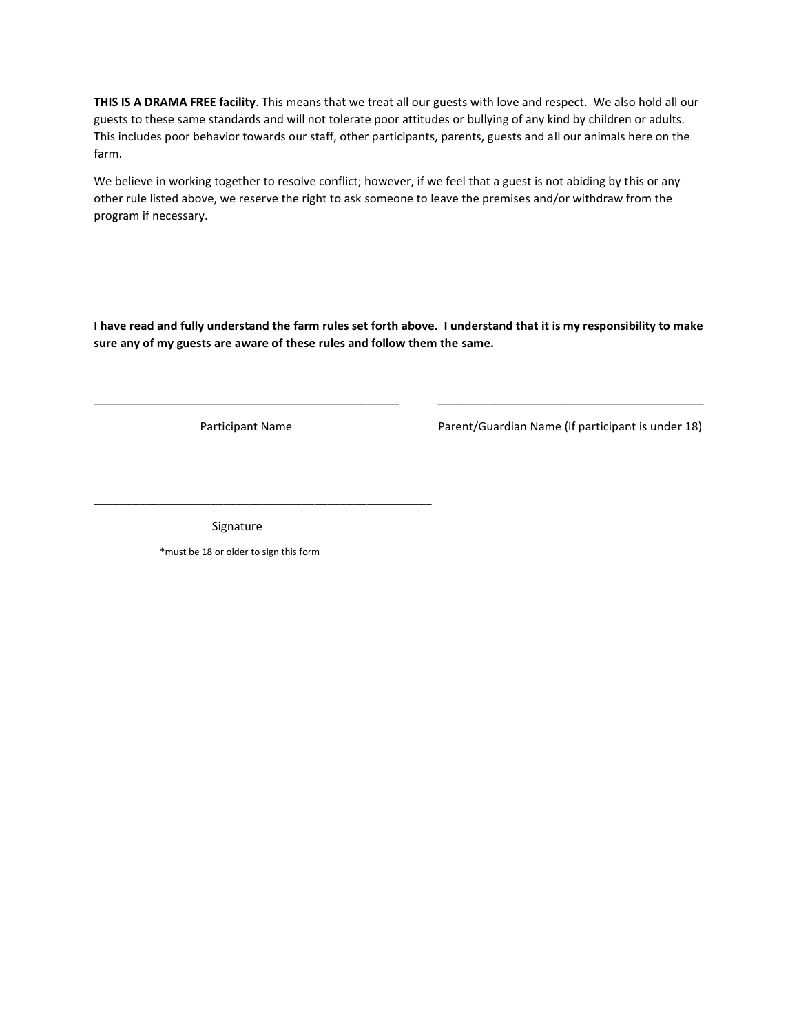**THIS IS A DRAMA FREE facility**. This means that we treat all our guests with love and respect. We also hold all our guests to these same standards and will not tolerate poor attitudes or bullying of any kind by children or adults. This includes poor behavior towards our staff, other participants, parents, guests and all our animals here on the farm.

We believe in working together to resolve conflict; however, if we feel that a guest is not abiding by this or any other rule listed above, we reserve the right to ask someone to leave the premises and/or withdraw from the program if necessary.

**I have read and fully understand the farm rules set forth above. I understand that it is my responsibility to make sure any of my guests are aware of these rules and follow them the same.**

_______________________________________________ ________________________________________

Participant Name Parent/Guardian Name (if participant is under 18)

____________________________________________________

Signature

*must be 18 or older to sign this form